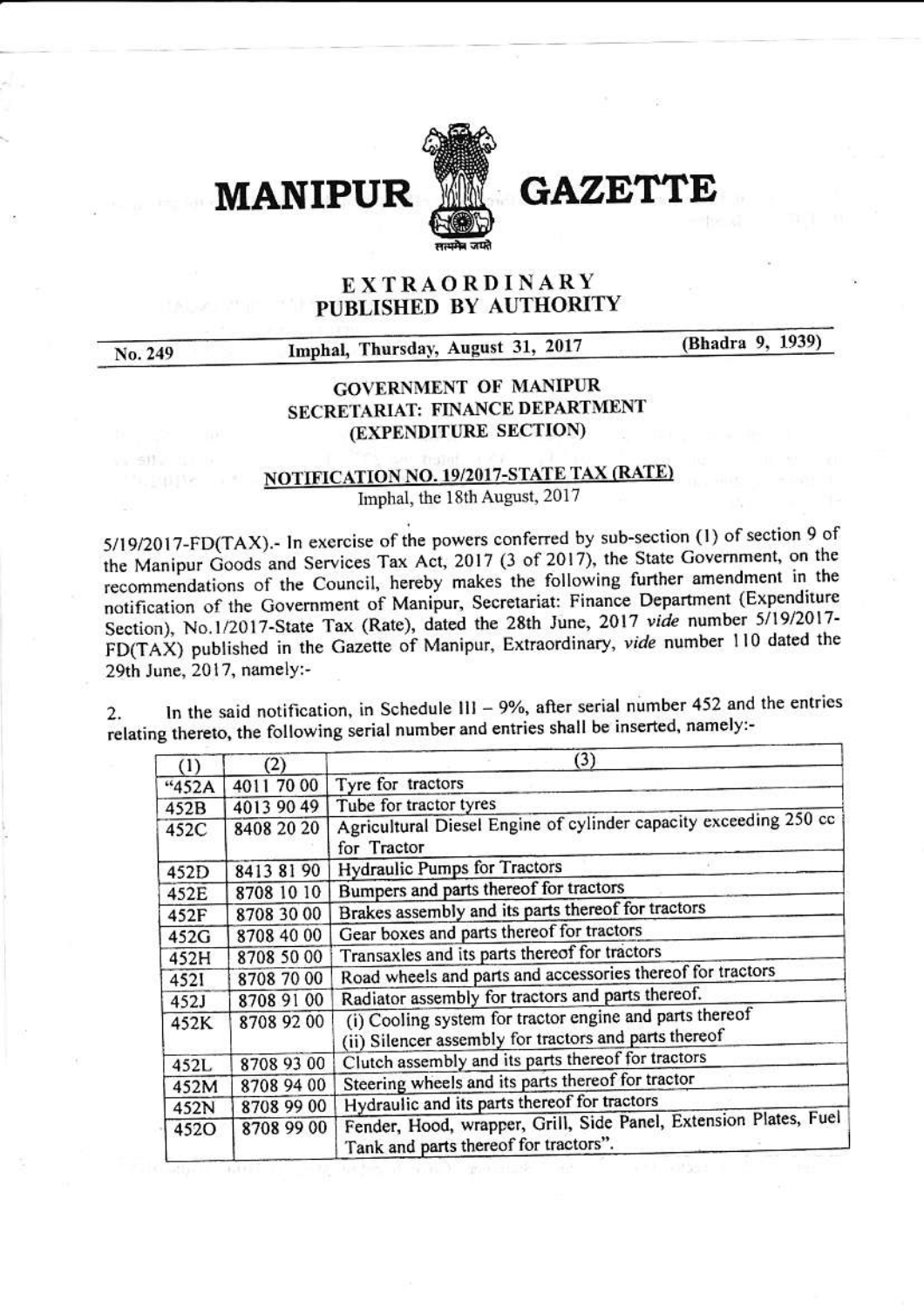# MANIPUR GAZETTE

## EXTRAORDINARY
## PUBLISHED BY AUTHORITY

No. 249 | Imphal, Thursday, August 31, 2017 | (Bhadra 9, 1939)

### GOVERNMENT OF MANIPUR
### SECRETARIAT: FINANCE DEPARTMENT
### (EXPENDITURE SECTION)

### NOTIFICATION NO. 19/2017-STATE TAX (RATE)

Imphal, the 18th August, 2017

5/19/2017-FD(TAX).- In exercise of the powers conferred by sub-section (1) of section 9 of the Manipur Goods and Services Tax Act, 2017 (3 of 2017), the State Government, on the recommendations of the Council, hereby makes the following further amendment in the notification of the Government of Manipur, Secretariat: Finance Department (Expenditure Section), No.1/2017-State Tax (Rate), dated the 28th June, 2017 *vide* number 5/19/2017-FD(TAX) published in the Gazette of Manipur, Extraordinary, *vide* number 110 dated the 29th June, 2017, namely:-

2. In the said notification, in Schedule III – 9%, after serial number 452 and the entries relating thereto, the following serial number and entries shall be inserted, namely:-

| (1) | (2) | (3) |
|---|---|---|
| "452A | 4011 70 00 | Tyre for tractors |
| 452B | 4013 90 49 | Tube for tractor tyres |
| 452C | 8408 20 20 | Agricultural Diesel Engine of cylinder capacity exceeding 250 cc for Tractor |
| 452D | 8413 81 90 | Hydraulic Pumps for Tractors |
| 452E | 8708 10 10 | Bumpers and parts thereof for tractors |
| 452F | 8708 30 00 | Brakes assembly and its parts thereof for tractors |
| 452G | 8708 40 00 | Gear boxes and parts thereof for tractors |
| 452H | 8708 50 00 | Transaxles and its parts thereof for tractors |
| 452I | 8708 70 00 | Road wheels and parts and accessories thereof for tractors |
| 452J | 8708 91 00 | Radiator assembly for tractors and parts thereof. |
| 452K | 8708 92 00 | (i) Cooling system for tractor engine and parts thereof<br>(ii) Silencer assembly for tractors and parts thereof |
| 452L | 8708 93 00 | Clutch assembly and its parts thereof for tractors |
| 452M | 8708 94 00 | Steering wheels and its parts thereof for tractor |
| 452N | 8708 99 00 | Hydraulic and its parts thereof for tractors |
| 452O | 8708 99 00 | Fender, Hood, wrapper, Grill, Side Panel, Extension Plates, Fuel Tank and parts thereof for tractors". |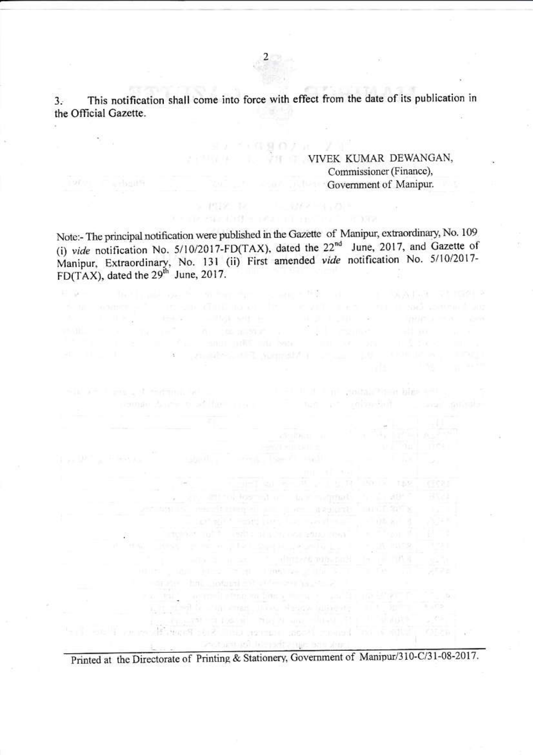3. This notification shall come into force with effect from the date of its publication in the Official Gazette.

VIVEK KUMAR DEWANGAN,  
Commissioner (Finance),  
Government of Manipur.

Note:- The principal notification were published in the Gazette of Manipur, extraordinary, No. 109 (i) *vide* notification No. 5/10/2017-FD(TAX), dated the 22nd June, 2017, and Gazette of Manipur, Extraordinary, No. 131 (ii) First amended *vide* notification No. 5/10/2017-FD(TAX), dated the 29th June, 2017.

Printed at the Directorate of Printing & Stationery, Government of Manipur/310-C/31-08-2017.